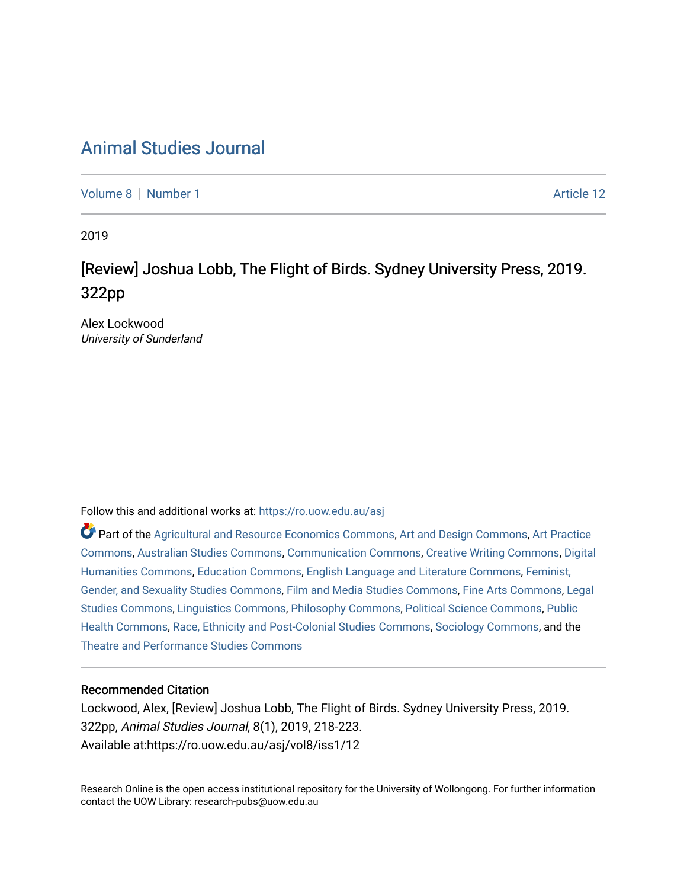# Animal Studies Journal

Volume 8 | Number 1 | Article 12

2019

## [Review] Joshua Lobb, The Flight of Birds. Sydney University Press, 2019. 322pp

Alex Lockwood
*University of Sunderland*

Follow this and additional works at: https://ro.uow.edu.au/asj

Part of the Agricultural and Resource Economics Commons, Art and Design Commons, Art Practice Commons, Australian Studies Commons, Communication Commons, Creative Writing Commons, Digital Humanities Commons, Education Commons, English Language and Literature Commons, Feminist, Gender, and Sexuality Studies Commons, Film and Media Studies Commons, Fine Arts Commons, Legal Studies Commons, Linguistics Commons, Philosophy Commons, Political Science Commons, Public Health Commons, Race, Ethnicity and Post-Colonial Studies Commons, Sociology Commons, and the Theatre and Performance Studies Commons

### Recommended Citation

Lockwood, Alex, [Review] Joshua Lobb, The Flight of Birds. Sydney University Press, 2019. 322pp, *Animal Studies Journal*, 8(1), 2019, 218-223.
Available at:https://ro.uow.edu.au/asj/vol8/iss1/12

Research Online is the open access institutional repository for the University of Wollongong. For further information contact the UOW Library: research-pubs@uow.edu.au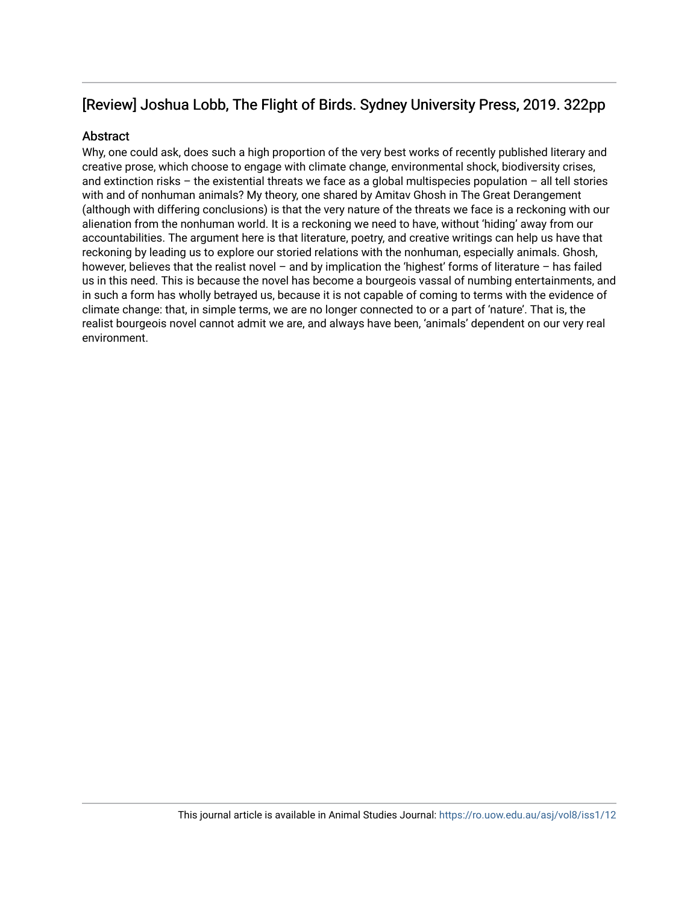## [Review] Joshua Lobb, The Flight of Birds. Sydney University Press, 2019. 322pp

### Abstract

Why, one could ask, does such a high proportion of the very best works of recently published literary and creative prose, which choose to engage with climate change, environmental shock, biodiversity crises, and extinction risks – the existential threats we face as a global multispecies population – all tell stories with and of nonhuman animals? My theory, one shared by Amitav Ghosh in The Great Derangement (although with differing conclusions) is that the very nature of the threats we face is a reckoning with our alienation from the nonhuman world. It is a reckoning we need to have, without 'hiding' away from our accountabilities. The argument here is that literature, poetry, and creative writings can help us have that reckoning by leading us to explore our storied relations with the nonhuman, especially animals. Ghosh, however, believes that the realist novel – and by implication the 'highest' forms of literature – has failed us in this need. This is because the novel has become a bourgeois vassal of numbing entertainments, and in such a form has wholly betrayed us, because it is not capable of coming to terms with the evidence of climate change: that, in simple terms, we are no longer connected to or a part of 'nature'. That is, the realist bourgeois novel cannot admit we are, and always have been, 'animals' dependent on our very real environment.

This journal article is available in Animal Studies Journal: https://ro.uow.edu.au/asj/vol8/iss1/12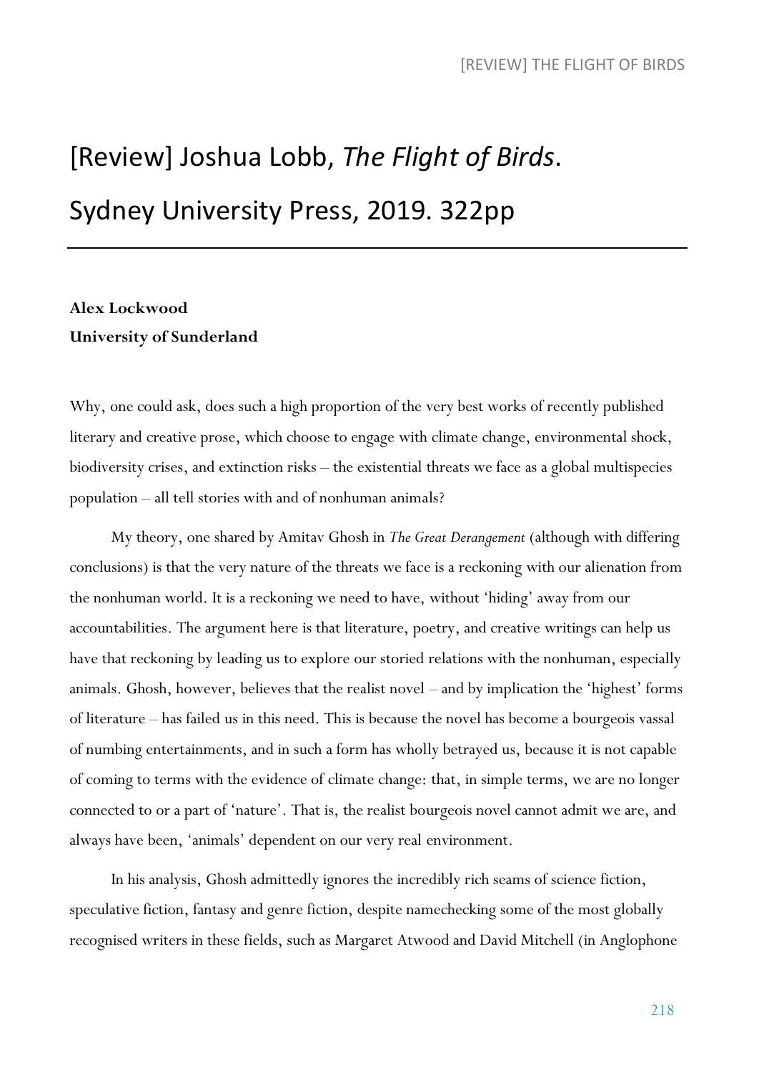# [Review] Joshua Lobb, *The Flight of Birds*. Sydney University Press, 2019. 322pp

**Alex Lockwood**
**University of Sunderland**

Why, one could ask, does such a high proportion of the very best works of recently published literary and creative prose, which choose to engage with climate change, environmental shock, biodiversity crises, and extinction risks – the existential threats we face as a global multispecies population – all tell stories with and of nonhuman animals?

My theory, one shared by Amitav Ghosh in *The Great Derangement* (although with differing conclusions) is that the very nature of the threats we face is a reckoning with our alienation from the nonhuman world. It is a reckoning we need to have, without 'hiding' away from our accountabilities. The argument here is that literature, poetry, and creative writings can help us have that reckoning by leading us to explore our storied relations with the nonhuman, especially animals. Ghosh, however, believes that the realist novel – and by implication the 'highest' forms of literature – has failed us in this need. This is because the novel has become a bourgeois vassal of numbing entertainments, and in such a form has wholly betrayed us, because it is not capable of coming to terms with the evidence of climate change: that, in simple terms, we are no longer connected to or a part of 'nature'. That is, the realist bourgeois novel cannot admit we are, and always have been, 'animals' dependent on our very real environment.

In his analysis, Ghosh admittedly ignores the incredibly rich seams of science fiction, speculative fiction, fantasy and genre fiction, despite namechecking some of the most globally recognised writers in these fields, such as Margaret Atwood and David Mitchell (in Anglophone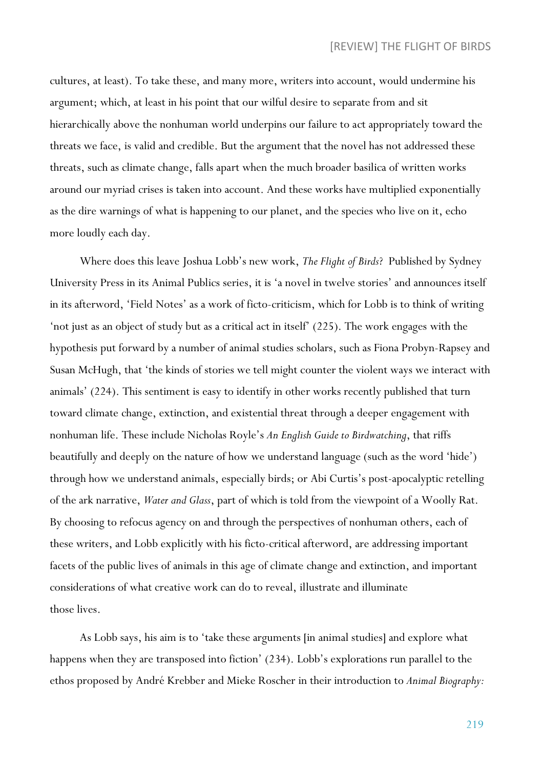cultures, at least). To take these, and many more, writers into account, would undermine his argument; which, at least in his point that our wilful desire to separate from and sit hierarchically above the nonhuman world underpins our failure to act appropriately toward the threats we face, is valid and credible. But the argument that the novel has not addressed these threats, such as climate change, falls apart when the much broader basilica of written works around our myriad crises is taken into account. And these works have multiplied exponentially as the dire warnings of what is happening to our planet, and the species who live on it, echo more loudly each day.

Where does this leave Joshua Lobb's new work, *The Flight of Birds*? Published by Sydney University Press in its Animal Publics series, it is 'a novel in twelve stories' and announces itself in its afterword, 'Field Notes' as a work of ficto-criticism, which for Lobb is to think of writing 'not just as an object of study but as a critical act in itself' (225). The work engages with the hypothesis put forward by a number of animal studies scholars, such as Fiona Probyn-Rapsey and Susan McHugh, that 'the kinds of stories we tell might counter the violent ways we interact with animals' (224). This sentiment is easy to identify in other works recently published that turn toward climate change, extinction, and existential threat through a deeper engagement with nonhuman life. These include Nicholas Royle's *An English Guide to Birdwatching*, that riffs beautifully and deeply on the nature of how we understand language (such as the word 'hide') through how we understand animals, especially birds; or Abi Curtis's post-apocalyptic retelling of the ark narrative, *Water and Glass*, part of which is told from the viewpoint of a Woolly Rat. By choosing to refocus agency on and through the perspectives of nonhuman others, each of these writers, and Lobb explicitly with his ficto-critical afterword, are addressing important facets of the public lives of animals in this age of climate change and extinction, and important considerations of what creative work can do to reveal, illustrate and illuminate those lives.

As Lobb says, his aim is to 'take these arguments [in animal studies] and explore what happens when they are transposed into fiction' (234). Lobb's explorations run parallel to the ethos proposed by André Krebber and Mieke Roscher in their introduction to *Animal Biography:*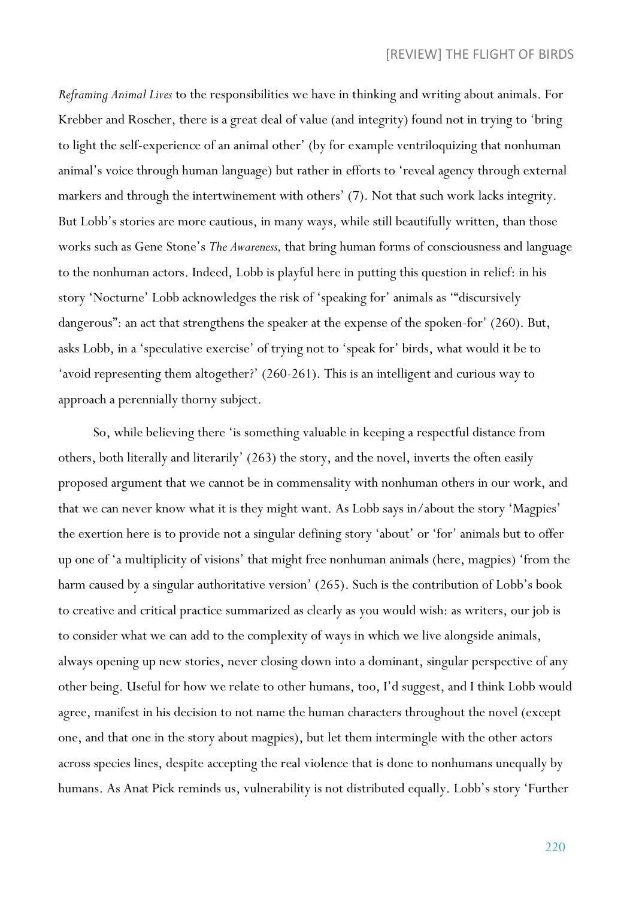*Reframing Animal Lives* to the responsibilities we have in thinking and writing about animals. For Krebber and Roscher, there is a great deal of value (and integrity) found not in trying to 'bring to light the self-experience of an animal other' (by for example ventriloquizing that nonhuman animal's voice through human language) but rather in efforts to 'reveal agency through external markers and through the intertwinement with others' (7). Not that such work lacks integrity. But Lobb's stories are more cautious, in many ways, while still beautifully written, than those works such as Gene Stone's *The Awareness,* that bring human forms of consciousness and language to the nonhuman actors. Indeed, Lobb is playful here in putting this question in relief: in his story 'Nocturne' Lobb acknowledges the risk of 'speaking for' animals as '"discursively dangerous": an act that strengthens the speaker at the expense of the spoken-for' (260). But, asks Lobb, in a 'speculative exercise' of trying not to 'speak for' birds, what would it be to 'avoid representing them altogether?' (260-261). This is an intelligent and curious way to approach a perennially thorny subject.

So, while believing there 'is something valuable in keeping a respectful distance from others, both literally and literarily' (263) the story, and the novel, inverts the often easily proposed argument that we cannot be in commensality with nonhuman others in our work, and that we can never know what it is they might want. As Lobb says in/about the story 'Magpies' the exertion here is to provide not a singular defining story 'about' or 'for' animals but to offer up one of 'a multiplicity of visions' that might free nonhuman animals (here, magpies) 'from the harm caused by a singular authoritative version' (265). Such is the contribution of Lobb's book to creative and critical practice summarized as clearly as you would wish: as writers, our job is to consider what we can add to the complexity of ways in which we live alongside animals, always opening up new stories, never closing down into a dominant, singular perspective of any other being. Useful for how we relate to other humans, too, I'd suggest, and I think Lobb would agree, manifest in his decision to not name the human characters throughout the novel (except one, and that one in the story about magpies), but let them intermingle with the other actors across species lines, despite accepting the real violence that is done to nonhumans unequally by humans. As Anat Pick reminds us, vulnerability is not distributed equally. Lobb's story 'Further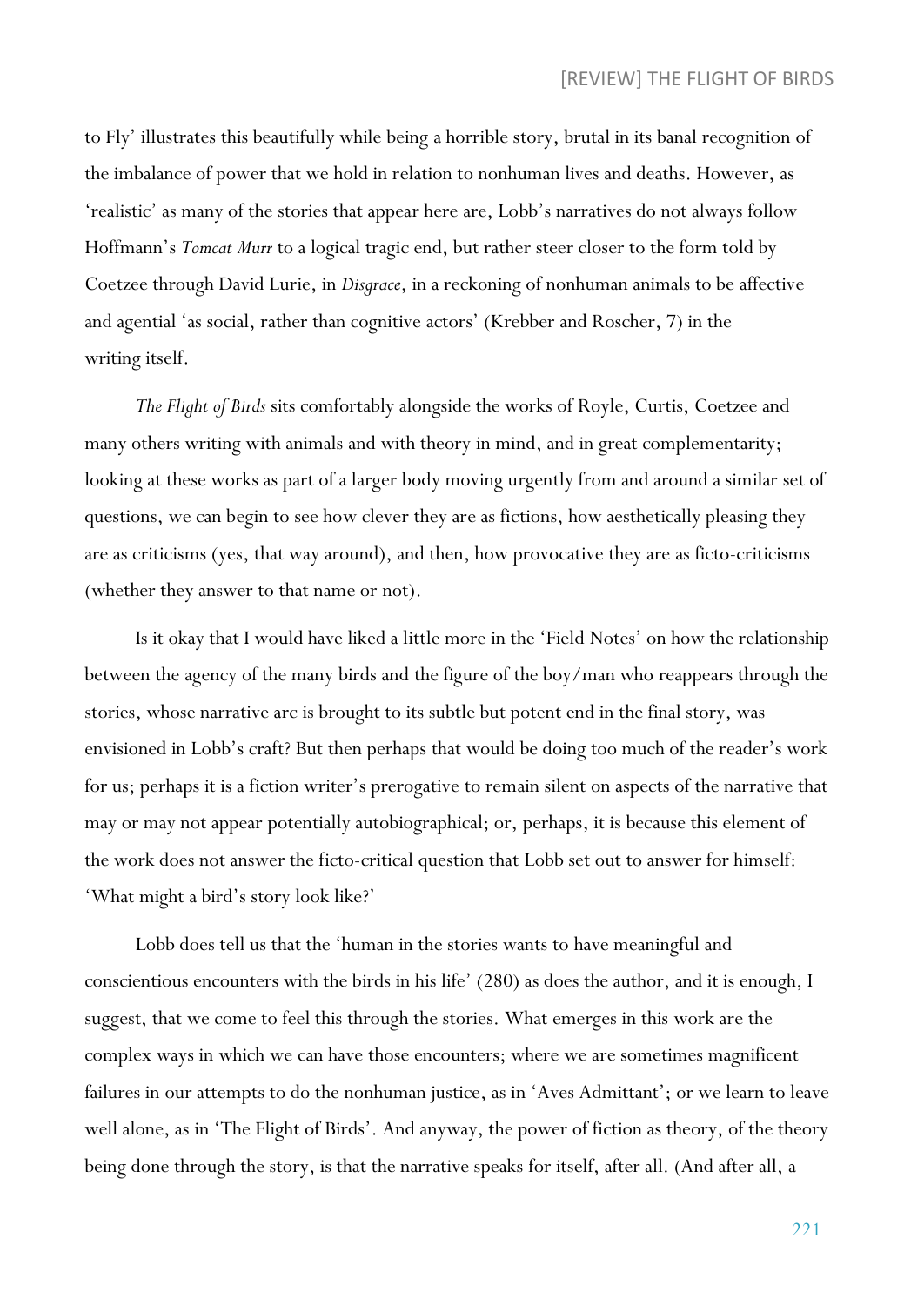to Fly' illustrates this beautifully while being a horrible story, brutal in its banal recognition of the imbalance of power that we hold in relation to nonhuman lives and deaths. However, as 'realistic' as many of the stories that appear here are, Lobb's narratives do not always follow Hoffmann's *Tomcat Murr* to a logical tragic end, but rather steer closer to the form told by Coetzee through David Lurie, in *Disgrace*, in a reckoning of nonhuman animals to be affective and agential 'as social, rather than cognitive actors' (Krebber and Roscher, 7) in the writing itself.

*The Flight of Birds* sits comfortably alongside the works of Royle, Curtis, Coetzee and many others writing with animals and with theory in mind, and in great complementarity; looking at these works as part of a larger body moving urgently from and around a similar set of questions, we can begin to see how clever they are as fictions, how aesthetically pleasing they are as criticisms (yes, that way around), and then, how provocative they are as ficto-criticisms (whether they answer to that name or not).

Is it okay that I would have liked a little more in the 'Field Notes' on how the relationship between the agency of the many birds and the figure of the boy/man who reappears through the stories, whose narrative arc is brought to its subtle but potent end in the final story, was envisioned in Lobb's craft? But then perhaps that would be doing too much of the reader's work for us; perhaps it is a fiction writer's prerogative to remain silent on aspects of the narrative that may or may not appear potentially autobiographical; or, perhaps, it is because this element of the work does not answer the ficto-critical question that Lobb set out to answer for himself: 'What might a bird's story look like?'

Lobb does tell us that the 'human in the stories wants to have meaningful and conscientious encounters with the birds in his life' (280) as does the author, and it is enough, I suggest, that we come to feel this through the stories. What emerges in this work are the complex ways in which we can have those encounters; where we are sometimes magnificent failures in our attempts to do the nonhuman justice, as in 'Aves Admittant'; or we learn to leave well alone, as in 'The Flight of Birds'. And anyway, the power of fiction as theory, of the theory being done through the story, is that the narrative speaks for itself, after all. (And after all, a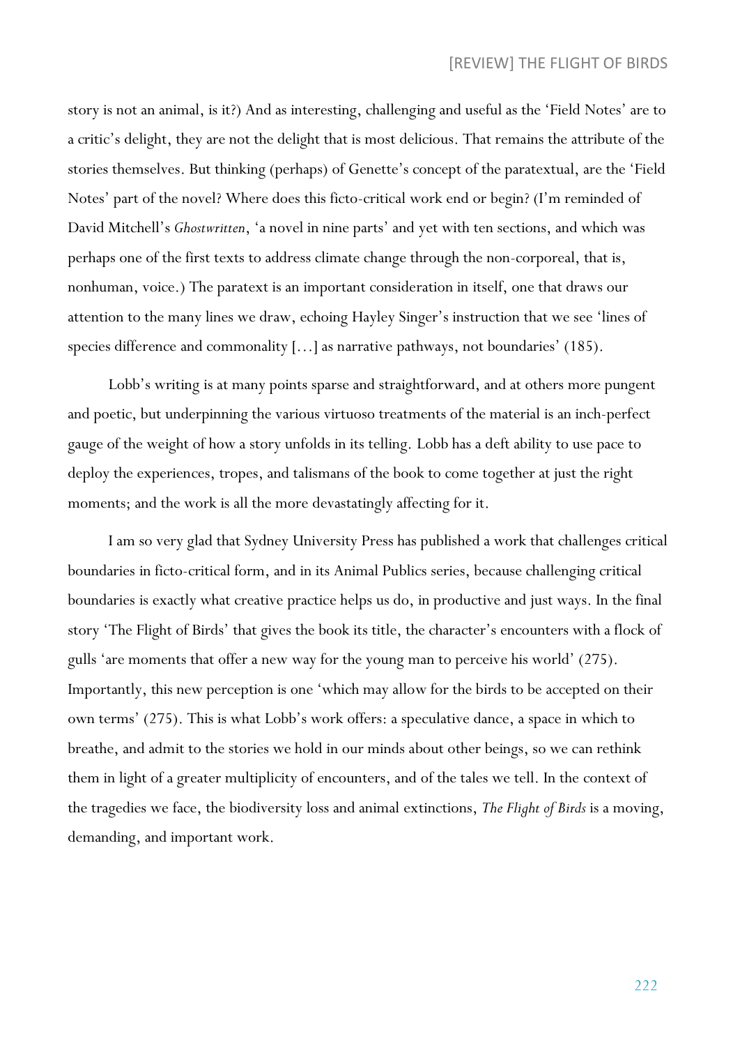story is not an animal, is it?) And as interesting, challenging and useful as the 'Field Notes' are to a critic's delight, they are not the delight that is most delicious. That remains the attribute of the stories themselves. But thinking (perhaps) of Genette's concept of the paratextual, are the 'Field Notes' part of the novel? Where does this ficto-critical work end or begin? (I'm reminded of David Mitchell's *Ghostwritten*, 'a novel in nine parts' and yet with ten sections, and which was perhaps one of the first texts to address climate change through the non-corporeal, that is, nonhuman, voice.) The paratext is an important consideration in itself, one that draws our attention to the many lines we draw, echoing Hayley Singer's instruction that we see 'lines of species difference and commonality […] as narrative pathways, not boundaries' (185).

Lobb's writing is at many points sparse and straightforward, and at others more pungent and poetic, but underpinning the various virtuoso treatments of the material is an inch-perfect gauge of the weight of how a story unfolds in its telling. Lobb has a deft ability to use pace to deploy the experiences, tropes, and talismans of the book to come together at just the right moments; and the work is all the more devastatingly affecting for it.

I am so very glad that Sydney University Press has published a work that challenges critical boundaries in ficto-critical form, and in its Animal Publics series, because challenging critical boundaries is exactly what creative practice helps us do, in productive and just ways. In the final story 'The Flight of Birds' that gives the book its title, the character's encounters with a flock of gulls 'are moments that offer a new way for the young man to perceive his world' (275). Importantly, this new perception is one 'which may allow for the birds to be accepted on their own terms' (275). This is what Lobb's work offers: a speculative dance, a space in which to breathe, and admit to the stories we hold in our minds about other beings, so we can rethink them in light of a greater multiplicity of encounters, and of the tales we tell. In the context of the tragedies we face, the biodiversity loss and animal extinctions, *The Flight of Birds* is a moving, demanding, and important work.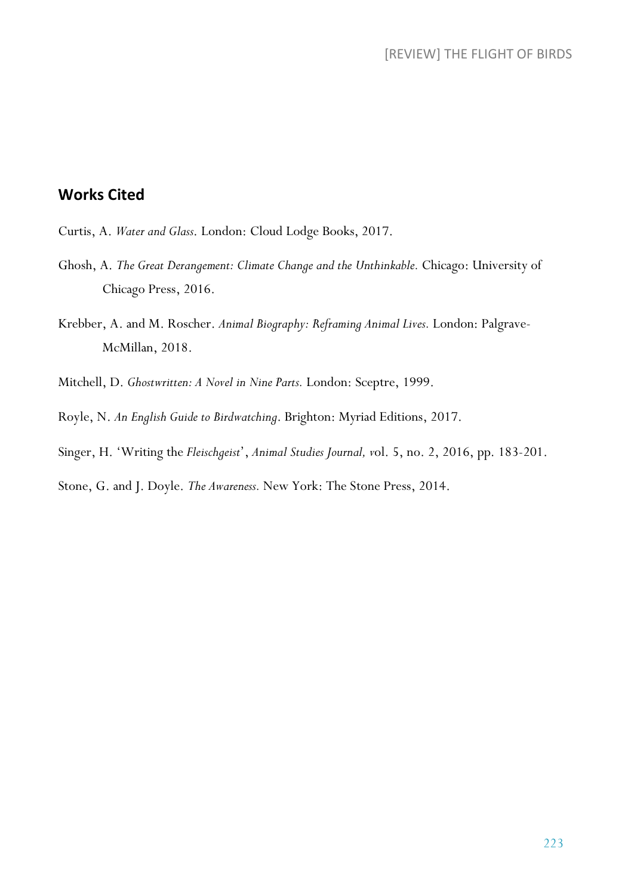## Works Cited

Curtis, A. *Water and Glass*. London: Cloud Lodge Books, 2017.

Ghosh, A. *The Great Derangement: Climate Change and the Unthinkable.* Chicago: University of Chicago Press, 2016.

Krebber, A. and M. Roscher. *Animal Biography: Reframing Animal Lives.* London: Palgrave-McMillan, 2018.

Mitchell, D. *Ghostwritten: A Novel in Nine Parts.* London: Sceptre, 1999.

Royle, N. *An English Guide to Birdwatching*. Brighton: Myriad Editions, 2017.

Singer, H. 'Writing the *Fleischgeist*', *Animal Studies Journal, v*ol. 5, no. 2, 2016, pp. 183-201.

Stone, G. and J. Doyle. *The Awareness.* New York: The Stone Press, 2014.